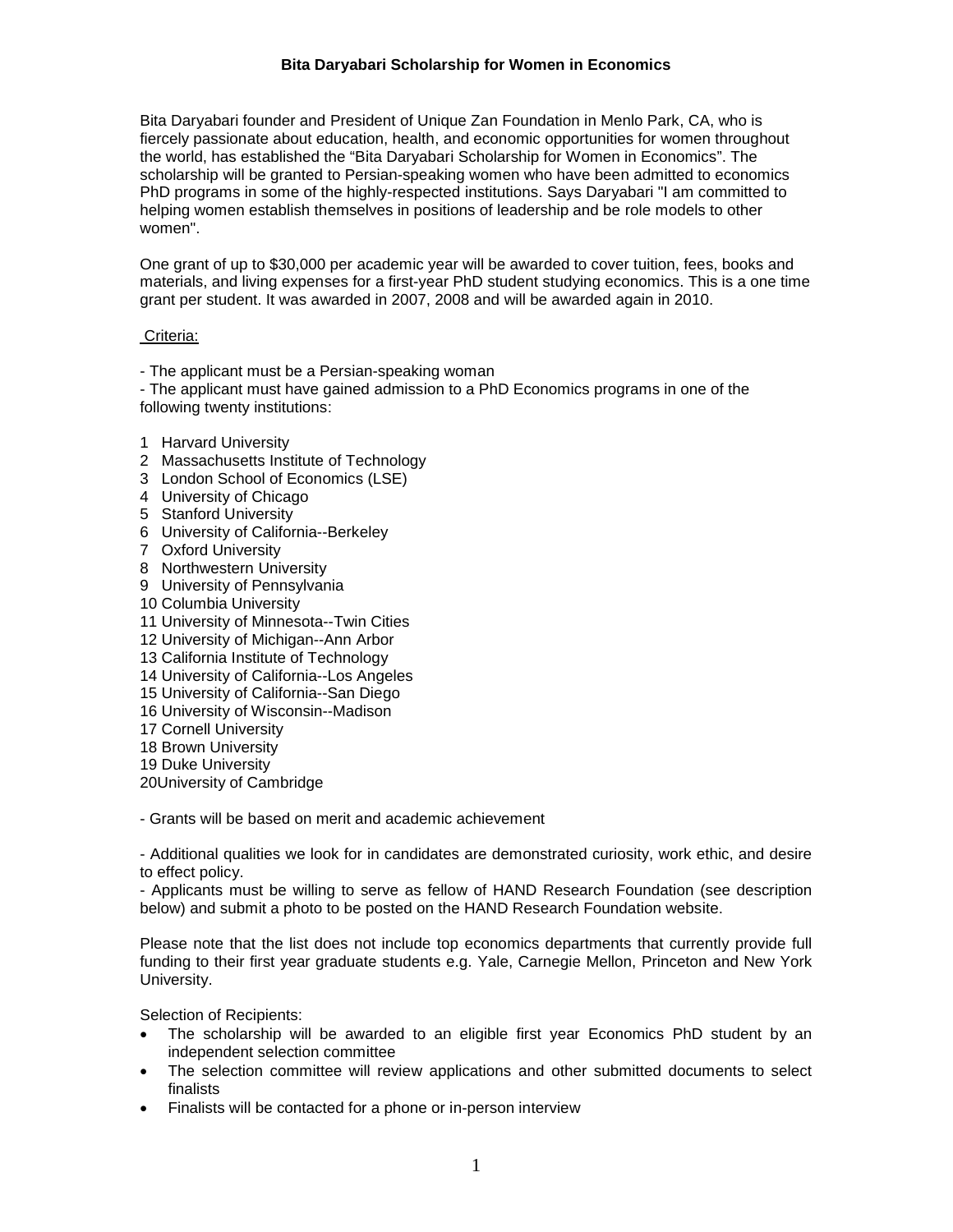# Bita Daryabari Scholarship for Women in Economics

Bita Daryabari founder and President of Unique Zan Foundation in Menlo Park, CA, who is fiercely passionate about education, health, and economic opportunities for women throughout the world, has established the "Bita Daryabari Scholarship for Women in Economics". The scholarship will be granted to Persian-speaking women who have been admitted to economics PhD programs in some of the highly-respected institutions. Says Daryabari "I am committed to helping women establish themselves in positions of leadership and be role models to other women".

One grant of up to $30,000 per academic year will be awarded to cover tuition, fees, books and materials, and living expenses for a first-year PhD student studying economics. This is a one time grant per student. It was awarded in 2007, 2008 and will be awarded again in 2010.

Criteria:

- The applicant must be a Persian-speaking woman
- The applicant must have gained admission to a PhD Economics programs in one of the following twenty institutions:

1 Harvard University
2 Massachusetts Institute of Technology
3 London School of Economics (LSE)
4 University of Chicago
5 Stanford University
6 University of California--Berkeley
7 Oxford University
8 Northwestern University
9 University of Pennsylvania
10 Columbia University
11 University of Minnesota--Twin Cities
12 University of Michigan--Ann Arbor
13 California Institute of Technology
14 University of California--Los Angeles
15 University of California--San Diego
16 University of Wisconsin--Madison
17 Cornell University
18 Brown University
19 Duke University
20University of Cambridge

- Grants will be based on merit and academic achievement

- Additional qualities we look for in candidates are demonstrated curiosity, work ethic, and desire to effect policy.
- Applicants must be willing to serve as fellow of HAND Research Foundation (see description below) and submit a photo to be posted on the HAND Research Foundation website.

Please note that the list does not include top economics departments that currently provide full funding to their first year graduate students e.g. Yale, Carnegie Mellon, Princeton and New York University.

Selection of Recipients:

- The scholarship will be awarded to an eligible first year Economics PhD student by an independent selection committee
- The selection committee will review applications and other submitted documents to select finalists
- Finalists will be contacted for a phone or in-person interview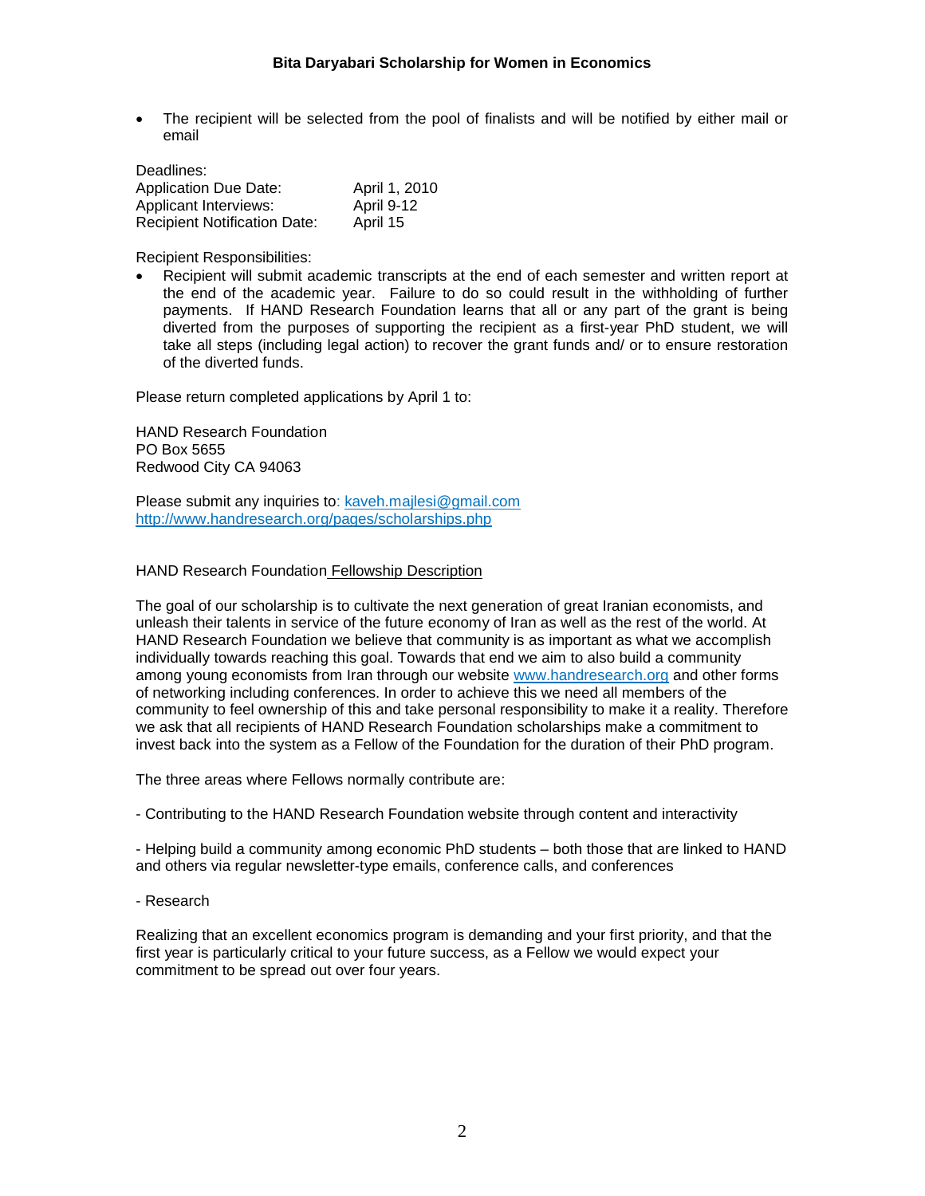- The recipient will be selected from the pool of finalists and will be notified by either mail or email

Deadlines:

| | |
|---|---|
| Application Due Date: | April 1, 2010 |
| Applicant Interviews: | April 9-12 |
| Recipient Notification Date: | April 15 |

Recipient Responsibilities:

- Recipient will submit academic transcripts at the end of each semester and written report at the end of the academic year. Failure to do so could result in the withholding of further payments. If HAND Research Foundation learns that all or any part of the grant is being diverted from the purposes of supporting the recipient as a first-year PhD student, we will take all steps (including legal action) to recover the grant funds and/ or to ensure restoration of the diverted funds.

Please return completed applications by April 1 to:

HAND Research Foundation
PO Box 5655
Redwood City CA 94063

Please submit any inquiries to: kaveh.majlesi@gmail.com
http://www.handresearch.org/pages/scholarships.php

HAND Research Foundation Fellowship Description

The goal of our scholarship is to cultivate the next generation of great Iranian economists, and unleash their talents in service of the future economy of Iran as well as the rest of the world. At HAND Research Foundation we believe that community is as important as what we accomplish individually towards reaching this goal. Towards that end we aim to also build a community among young economists from Iran through our website www.handresearch.org and other forms of networking including conferences. In order to achieve this we need all members of the community to feel ownership of this and take personal responsibility to make it a reality. Therefore we ask that all recipients of HAND Research Foundation scholarships make a commitment to invest back into the system as a Fellow of the Foundation for the duration of their PhD program.

The three areas where Fellows normally contribute are:

- Contributing to the HAND Research Foundation website through content and interactivity

- Helping build a community among economic PhD students – both those that are linked to HAND and others via regular newsletter-type emails, conference calls, and conferences

- Research

Realizing that an excellent economics program is demanding and your first priority, and that the first year is particularly critical to your future success, as a Fellow we would expect your commitment to be spread out over four years.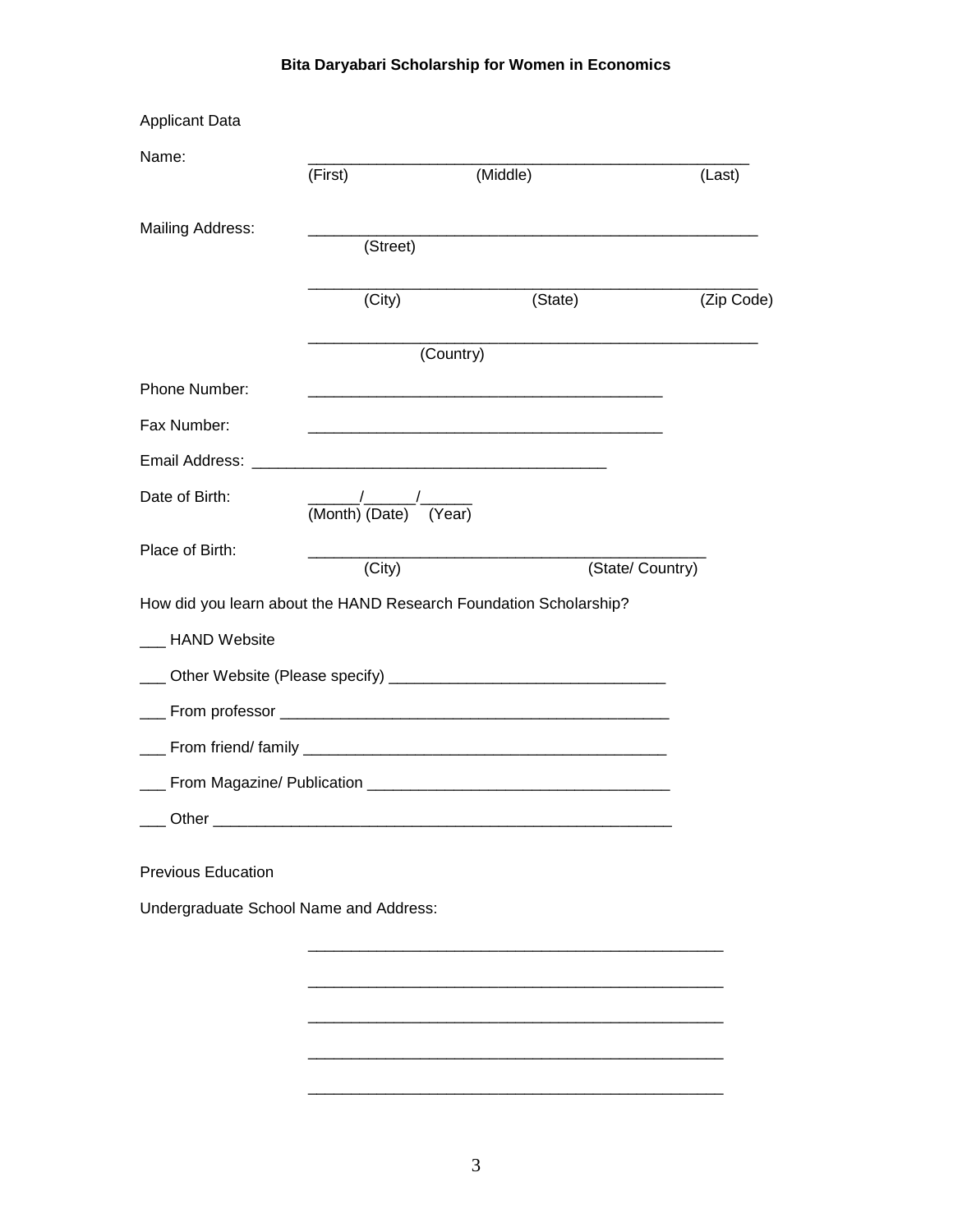**Bita Daryabari Scholarship for Women in Economics**

Applicant Data

Name: ____________________________________________________
(First) (Middle) (Last)

Mailing Address: ____________________________________________________
(Street)

____________________________________________________
(City) (State) (Zip Code)

____________________________________________________
(Country)

Phone Number: ________________________________________

Fax Number: ________________________________________

Email Address: ________________________________________

Date of Birth: ______/______/______
(Month) (Date) (Year)

Place of Birth: ______________________________________________
(City) (State/ Country)

How did you learn about the HAND Research Foundation Scholarship?

___ HAND Website

___ Other Website (Please specify) ________________________________

___ From professor _____________________________________________

___ From friend/ family __________________________________________

___ From Magazine/ Publication __________________________________

___ Other ______________________________________________________

Previous Education

Undergraduate School Name and Address:

________________________________________________

________________________________________________

________________________________________________

________________________________________________

________________________________________________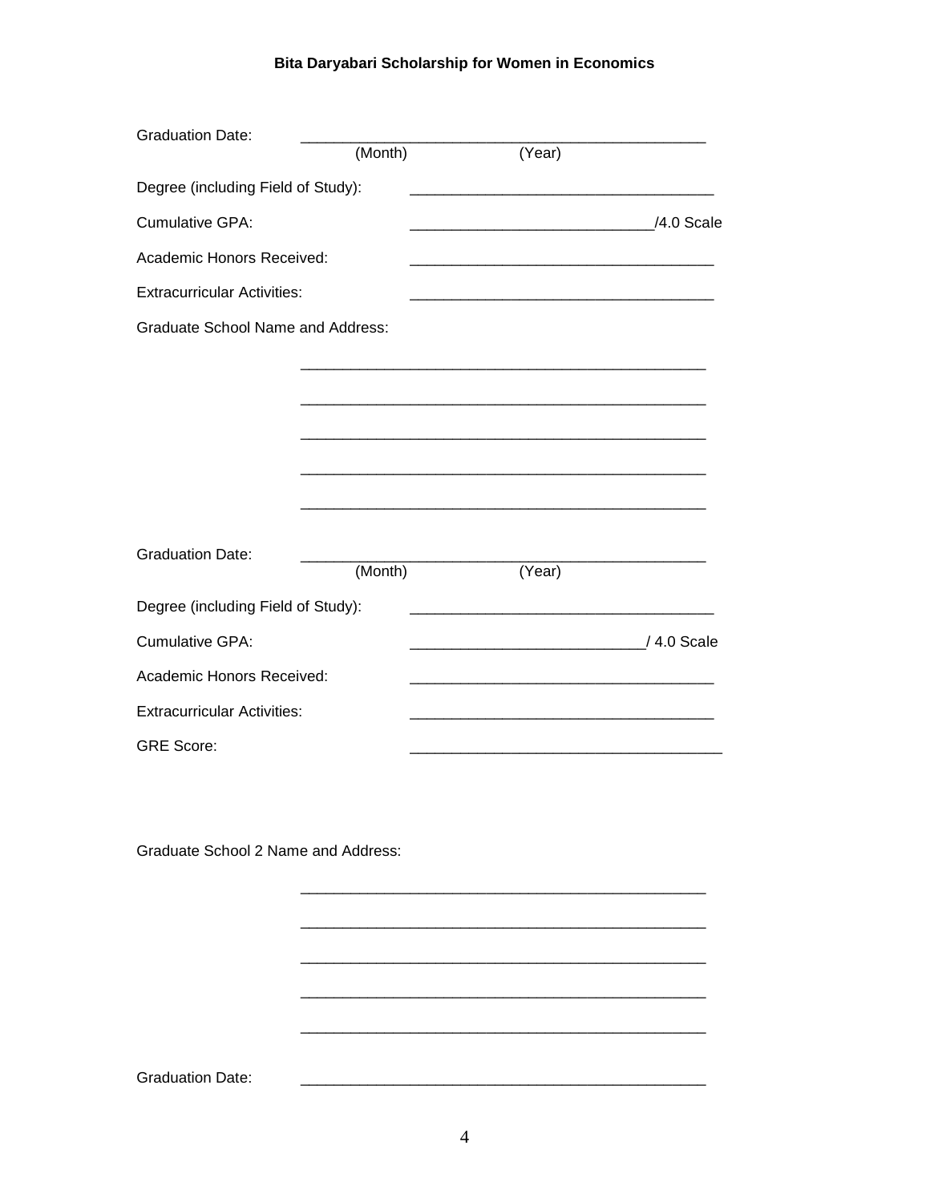Graduation Date: ________________________________________________
(Month) (Year)

Degree (including Field of Study): ____________________________________

Cumulative GPA: ____________________________/4.0 Scale

Academic Honors Received: ____________________________________

Extracurricular Activities: ____________________________________

Graduate School Name and Address:

________________________________________________

________________________________________________

________________________________________________

________________________________________________

________________________________________________

Graduation Date: ________________________________________________
(Month) (Year)

Degree (including Field of Study): ____________________________________

Cumulative GPA: ___________________________/ 4.0 Scale

Academic Honors Received: ____________________________________

Extracurricular Activities: ____________________________________

GRE Score: _____________________________________

Graduate School 2 Name and Address:

________________________________________________

________________________________________________

________________________________________________

________________________________________________

________________________________________________

Graduation Date: ________________________________________________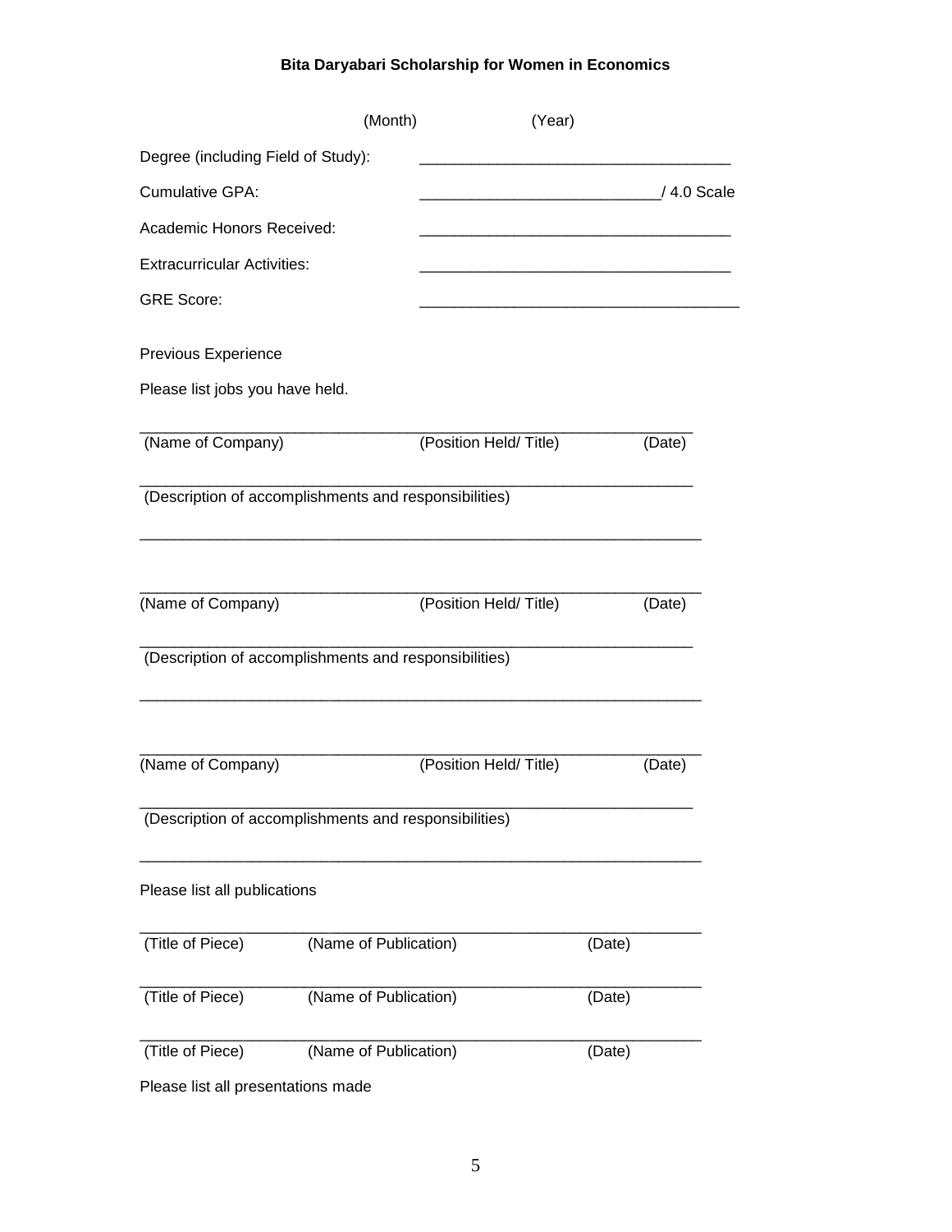**Bita Daryabari Scholarship for Women in Economics**

(Month) (Year)

Degree (including Field of Study): ___________________________________

Cumulative GPA: ___________________________/ 4.0 Scale

Academic Honors Received: ___________________________________

Extracurricular Activities: ___________________________________

GRE Score: ____________________________________

Previous Experience

Please list jobs you have held.

_______________________________________________________________

(Name of Company) (Position Held/ Title) (Date)

_______________________________________________________________

(Description of accomplishments and responsibilities)

_______________________________________________________________

_______________________________________________________________

(Name of Company) (Position Held/ Title) (Date)

_______________________________________________________________

(Description of accomplishments and responsibilities)

_______________________________________________________________

_______________________________________________________________

(Name of Company) (Position Held/ Title) (Date)

_______________________________________________________________

(Description of accomplishments and responsibilities)

_______________________________________________________________

Please list all publications

_______________________________________________________________

(Title of Piece) (Name of Publication) (Date)

_______________________________________________________________

(Title of Piece) (Name of Publication) (Date)

_______________________________________________________________

(Title of Piece) (Name of Publication) (Date)

Please list all presentations made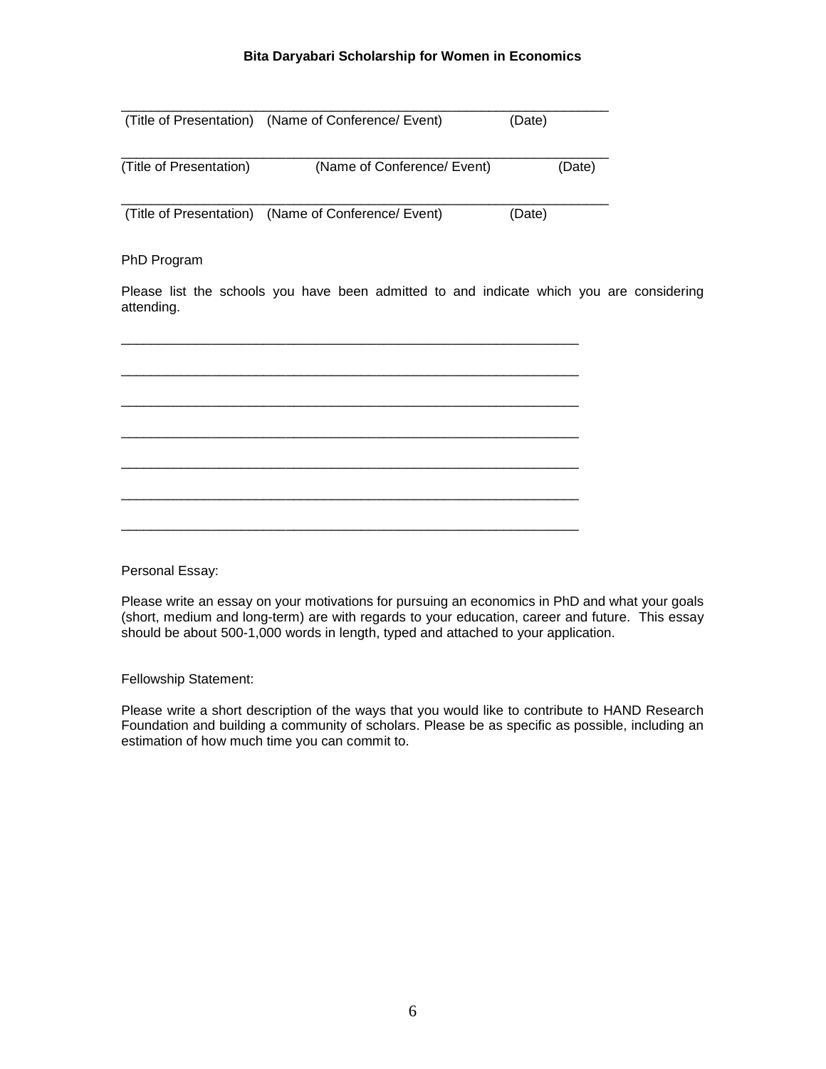______________________________________________________________
(Title of Presentation)  (Name of Conference/ Event)  (Date)

______________________________________________________________
(Title of Presentation)  (Name of Conference/ Event)  (Date)

______________________________________________________________
(Title of Presentation)  (Name of Conference/ Event)  (Date)

PhD Program

Please list the schools you have been admitted to and indicate which you are considering attending.

__________________________________________________________

__________________________________________________________

__________________________________________________________

__________________________________________________________

__________________________________________________________

__________________________________________________________

__________________________________________________________

Personal Essay:

Please write an essay on your motivations for pursuing an economics in PhD and what your goals (short, medium and long-term) are with regards to your education, career and future. This essay should be about 500-1,000 words in length, typed and attached to your application.

Fellowship Statement:

Please write a short description of the ways that you would like to contribute to HAND Research Foundation and building a community of scholars. Please be as specific as possible, including an estimation of how much time you can commit to.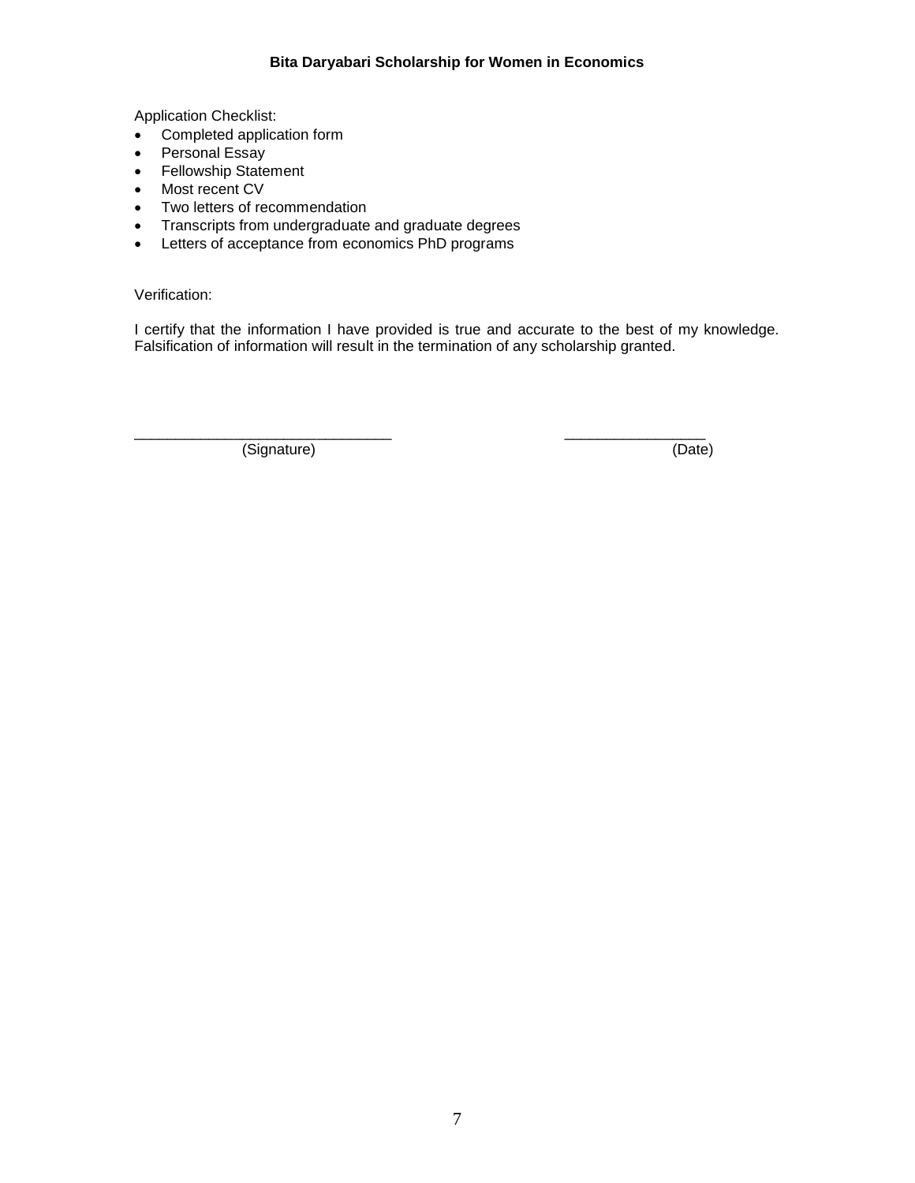Application Checklist:

- Completed application form
- Personal Essay
- Fellowship Statement
- Most recent CV
- Two letters of recommendation
- Transcripts from undergraduate and graduate degrees
- Letters of acceptance from economics PhD programs

Verification:

I certify that the information I have provided is true and accurate to the best of my knowledge. Falsification of information will result in the termination of any scholarship granted.

______________________________ (Signature)

________________ (Date)